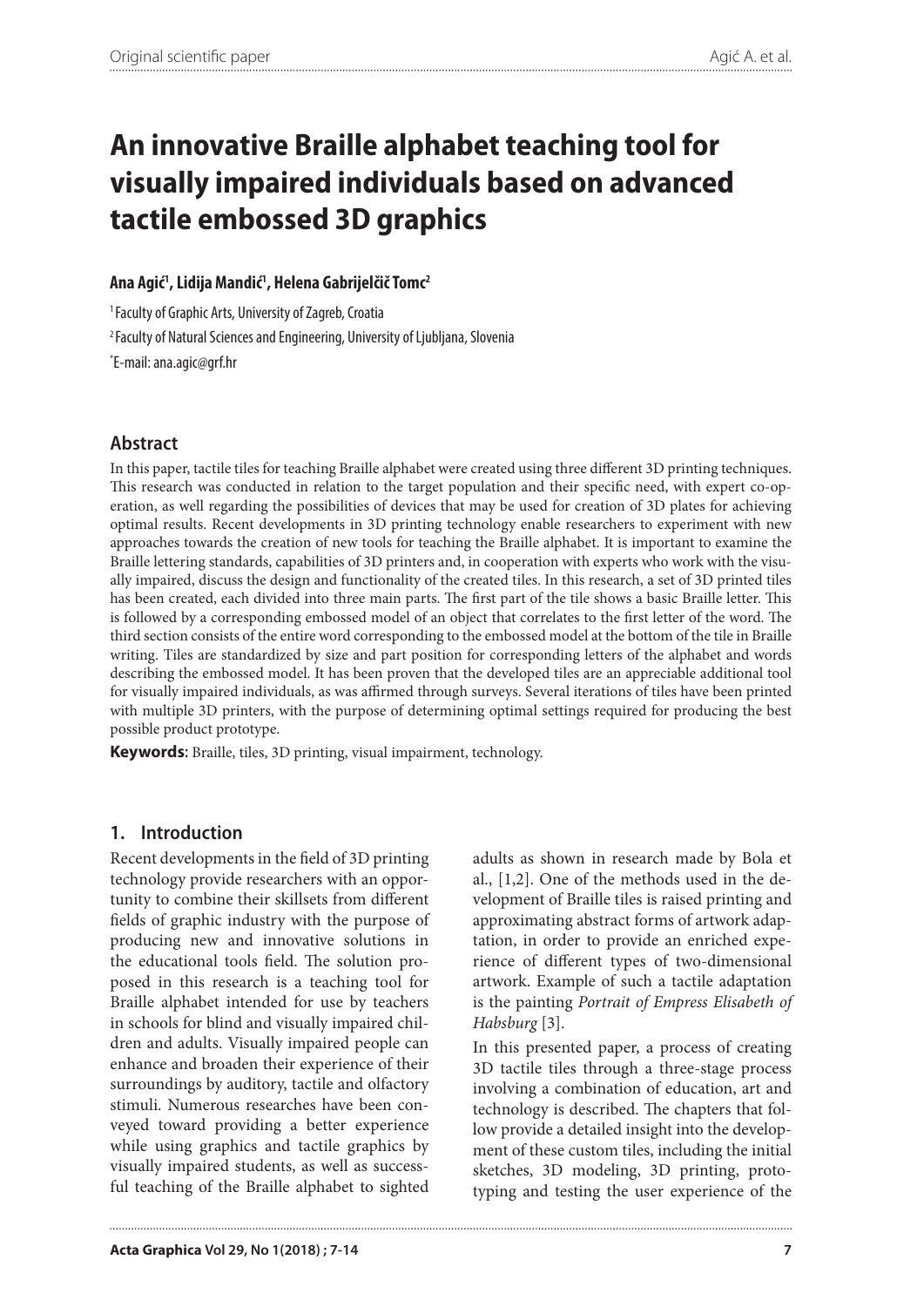# An innovative Braille alphabet teaching tool for visually impaired individuals based on advanced tactile embossed 3D graphics

**Ana Agić[1], Lidija Mandić[1], Helena Gabrijelčič Tomc[2]**

[1] Faculty of Graphic Arts, University of Zagreb, Croatia

[2] Faculty of Natural Sciences and Engineering, University of Ljubljana, Slovenia

[*] E-mail: ana.agic@grf.hr

## Abstract

In this paper, tactile tiles for teaching Braille alphabet were created using three different 3D printing techniques. This research was conducted in relation to the target population and their specific need, with expert co-operation, as well regarding the possibilities of devices that may be used for creation of 3D plates for achieving optimal results. Recent developments in 3D printing technology enable researchers to experiment with new approaches towards the creation of new tools for teaching the Braille alphabet. It is important to examine the Braille lettering standards, capabilities of 3D printers and, in cooperation with experts who work with the visually impaired, discuss the design and functionality of the created tiles. In this research, a set of 3D printed tiles has been created, each divided into three main parts. The first part of the tile shows a basic Braille letter. This is followed by a corresponding embossed model of an object that correlates to the first letter of the word. The third section consists of the entire word corresponding to the embossed model at the bottom of the tile in Braille writing. Tiles are standardized by size and part position for corresponding letters of the alphabet and words describing the embossed model. It has been proven that the developed tiles are an appreciable additional tool for visually impaired individuals, as was affirmed through surveys. Several iterations of tiles have been printed with multiple 3D printers, with the purpose of determining optimal settings required for producing the best possible product prototype.

**Keywords:** Braille, tiles, 3D printing, visual impairment, technology.

## 1. Introduction

Recent developments in the field of 3D printing technology provide researchers with an opportunity to combine their skillsets from different fields of graphic industry with the purpose of producing new and innovative solutions in the educational tools field. The solution proposed in this research is a teaching tool for Braille alphabet intended for use by teachers in schools for blind and visually impaired children and adults. Visually impaired people can enhance and broaden their experience of their surroundings by auditory, tactile and olfactory stimuli. Numerous researches have been conveyed toward providing a better experience while using graphics and tactile graphics by visually impaired students, as well as successful teaching of the Braille alphabet to sighted adults as shown in research made by Bola et al., [1,2]. One of the methods used in the development of Braille tiles is raised printing and approximating abstract forms of artwork adaptation, in order to provide an enriched experience of different types of two-dimensional artwork. Example of such a tactile adaptation is the painting *Portrait of Empress Elisabeth of Habsburg* [3].

In this presented paper, a process of creating 3D tactile tiles through a three-stage process involving a combination of education, art and technology is described. The chapters that follow provide a detailed insight into the development of these custom tiles, including the initial sketches, 3D modeling, 3D printing, prototyping and testing the user experience of the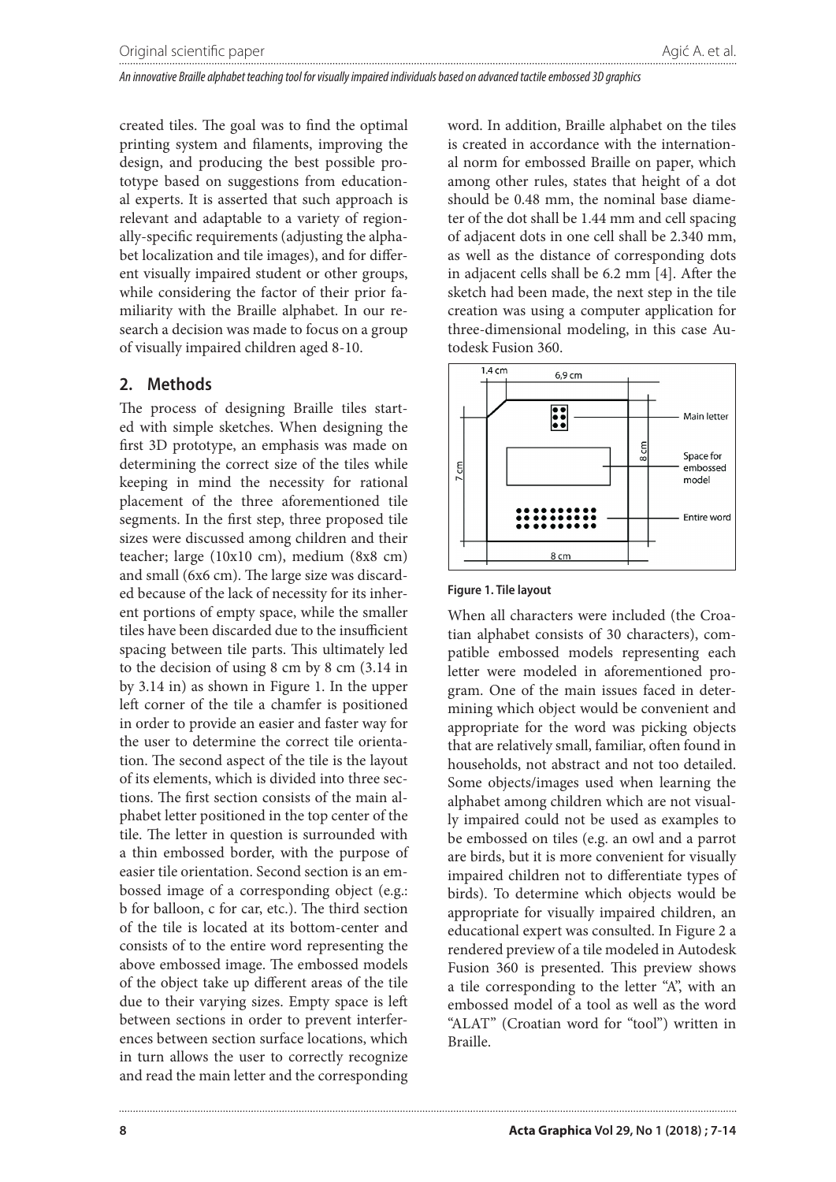created tiles. The goal was to find the optimal printing system and filaments, improving the design, and producing the best possible prototype based on suggestions from educational experts. It is asserted that such approach is relevant and adaptable to a variety of regionally-specific requirements (adjusting the alphabet localization and tile images), and for different visually impaired student or other groups, while considering the factor of their prior familiarity with the Braille alphabet. In our research a decision was made to focus on a group of visually impaired children aged 8-10.

## 2. Methods

The process of designing Braille tiles started with simple sketches. When designing the first 3D prototype, an emphasis was made on determining the correct size of the tiles while keeping in mind the necessity for rational placement of the three aforementioned tile segments. In the first step, three proposed tile sizes were discussed among children and their teacher; large (10x10 cm), medium (8x8 cm) and small (6x6 cm). The large size was discarded because of the lack of necessity for its inherent portions of empty space, while the smaller tiles have been discarded due to the insufficient spacing between tile parts. This ultimately led to the decision of using 8 cm by 8 cm (3.14 in by 3.14 in) as shown in Figure 1. In the upper left corner of the tile a chamfer is positioned in order to provide an easier and faster way for the user to determine the correct tile orientation. The second aspect of the tile is the layout of its elements, which is divided into three sections. The first section consists of the main alphabet letter positioned in the top center of the tile. The letter in question is surrounded with a thin embossed border, with the purpose of easier tile orientation. Second section is an embossed image of a corresponding object (e.g.: b for balloon, c for car, etc.). The third section of the tile is located at its bottom-center and consists of to the entire word representing the above embossed image. The embossed models of the object take up different areas of the tile due to their varying sizes. Empty space is left between sections in order to prevent interferences between section surface locations, which in turn allows the user to correctly recognize and read the main letter and the corresponding word. In addition, Braille alphabet on the tiles is created in accordance with the international norm for embossed Braille on paper, which among other rules, states that height of a dot should be 0.48 mm, the nominal base diameter of the dot shall be 1.44 mm and cell spacing of adjacent dots in one cell shall be 2.340 mm, as well as the distance of corresponding dots in adjacent cells shall be 6.2 mm [4]. After the sketch had been made, the next step in the tile creation was using a computer application for three-dimensional modeling, in this case Autodesk Fusion 360.

**Figure 1. Tile layout**

When all characters were included (the Croatian alphabet consists of 30 characters), compatible embossed models representing each letter were modeled in aforementioned program. One of the main issues faced in determining which object would be convenient and appropriate for the word was picking objects that are relatively small, familiar, often found in households, not abstract and not too detailed. Some objects/images used when learning the alphabet among children which are not visually impaired could not be used as examples to be embossed on tiles (e.g. an owl and a parrot are birds, but it is more convenient for visually impaired children not to differentiate types of birds). To determine which objects would be appropriate for visually impaired children, an educational expert was consulted. In Figure 2 a rendered preview of a tile modeled in Autodesk Fusion 360 is presented. This preview shows a tile corresponding to the letter "A", with an embossed model of a tool as well as the word "ALAT" (Croatian word for "tool") written in Braille.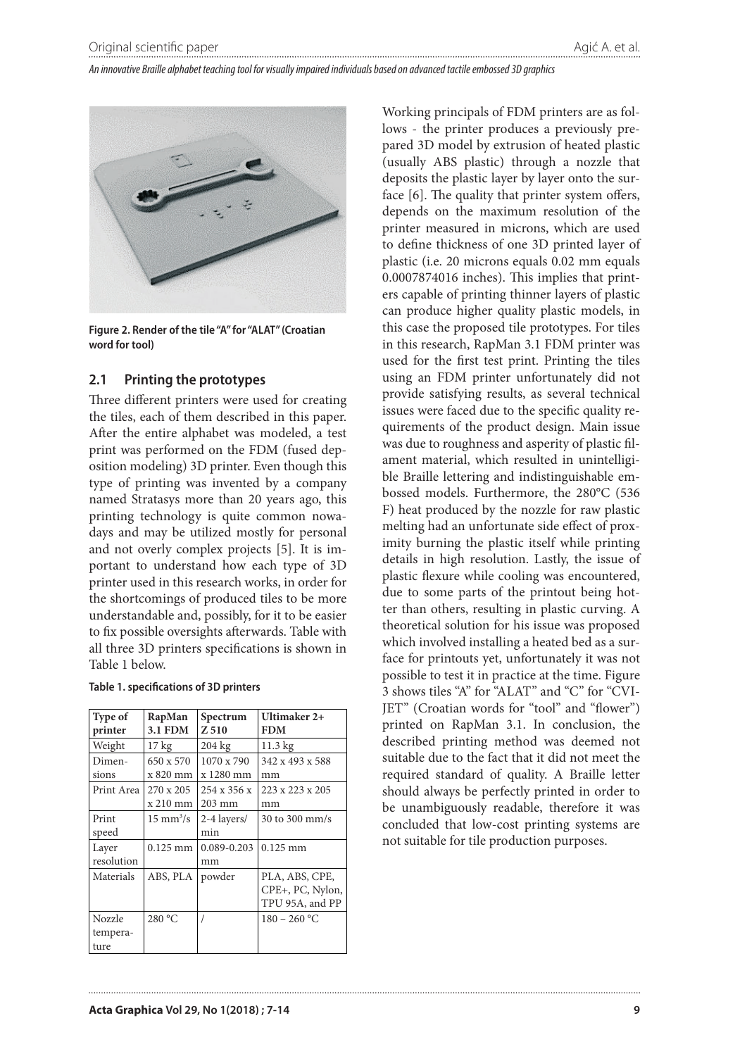Figure 2. Render of the tile "A" for "ALAT" (Croatian word for tool)

### 2.1 Printing the prototypes

Three different printers were used for creating the tiles, each of them described in this paper. After the entire alphabet was modeled, a test print was performed on the FDM (fused deposition modeling) 3D printer. Even though this type of printing was invented by a company named Stratasys more than 20 years ago, this printing technology is quite common nowadays and may be utilized mostly for personal and not overly complex projects [5]. It is important to understand how each type of 3D printer used in this research works, in order for the shortcomings of produced tiles to be more understandable and, possibly, for it to be easier to fix possible oversights afterwards. Table with all three 3D printers specifications is shown in Table 1 below.

**Table 1. specifications of 3D printers**

| Type of printer | RapMan 3.1 FDM | Spectrum Z 510 | Ultimaker 2+ FDM |
|---|---|---|---|
| Weight | 17 kg | 204 kg | 11.3 kg |
| Dimensions | 650 x 570 x 820 mm | 1070 x 790 x 1280 mm | 342 x 493 x 588 mm |
| Print Area | 270 x 205 x 210 mm | 254 x 356 x 203 mm | 223 x 223 x 205 mm |
| Print speed | 15 mm$^3$/s | 2-4 layers/min | 30 to 300 mm/s |
| Layer resolution | 0.125 mm | 0.089-0.203 mm | 0.125 mm |
| Materials | ABS, PLA | powder | PLA, ABS, CPE, CPE+, PC, Nylon, TPU 95A, and PP |
| Nozzle temperature | 280 °C | / | 180 – 260 °C |

Working principals of FDM printers are as follows - the printer produces a previously prepared 3D model by extrusion of heated plastic (usually ABS plastic) through a nozzle that deposits the plastic layer by layer onto the surface [6]. The quality that printer system offers, depends on the maximum resolution of the printer measured in microns, which are used to define thickness of one 3D printed layer of plastic (i.e. 20 microns equals 0.02 mm equals 0.0007874016 inches). This implies that printers capable of printing thinner layers of plastic can produce higher quality plastic models, in this case the proposed tile prototypes. For tiles in this research, RapMan 3.1 FDM printer was used for the first test print. Printing the tiles using an FDM printer unfortunately did not provide satisfying results, as several technical issues were faced due to the specific quality requirements of the product design. Main issue was due to roughness and asperity of plastic filament material, which resulted in unintelligible Braille lettering and indistinguishable embossed models. Furthermore, the 280°C (536 F) heat produced by the nozzle for raw plastic melting had an unfortunate side effect of proximity burning the plastic itself while printing details in high resolution. Lastly, the issue of plastic flexure while cooling was encountered, due to some parts of the printout being hotter than others, resulting in plastic curving. A theoretical solution for his issue was proposed which involved installing a heated bed as a surface for printouts yet, unfortunately it was not possible to test it in practice at the time. Figure 3 shows tiles "A" for "ALAT" and "C" for "CVIJET" (Croatian words for "tool" and "flower") printed on RapMan 3.1. In conclusion, the described printing method was deemed not suitable due to the fact that it did not meet the required standard of quality. A Braille letter should always be perfectly printed in order to be unambiguously readable, therefore it was concluded that low-cost printing systems are not suitable for tile production purposes.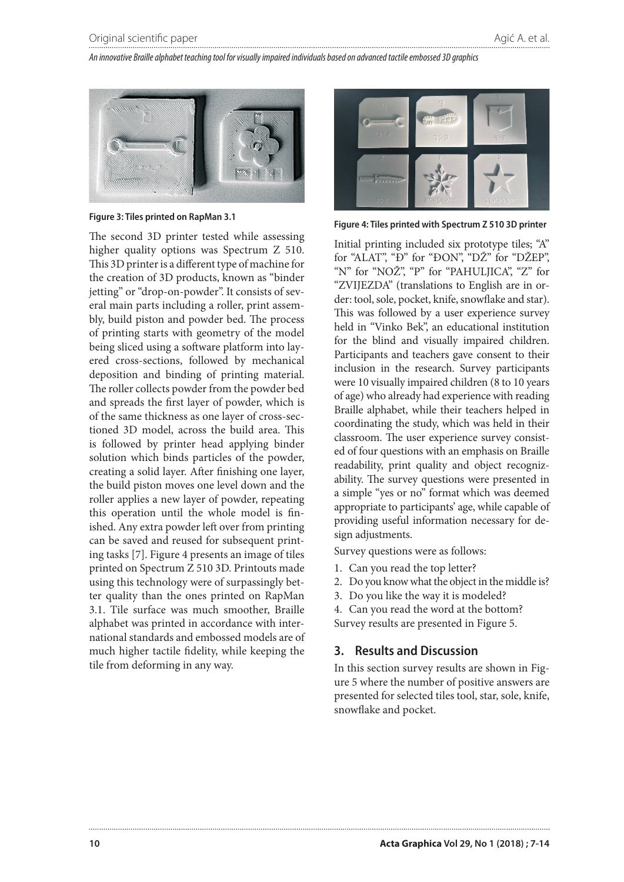Figure 3: Tiles printed on RapMan 3.1

The second 3D printer tested while assessing higher quality options was Spectrum Z 510. This 3D printer is a different type of machine for the creation of 3D products, known as "binder jetting" or "drop-on-powder". It consists of several main parts including a roller, print assembly, build piston and powder bed. The process of printing starts with geometry of the model being sliced using a software platform into layered cross-sections, followed by mechanical deposition and binding of printing material. The roller collects powder from the powder bed and spreads the first layer of powder, which is of the same thickness as one layer of cross-sectioned 3D model, across the build area. This is followed by printer head applying binder solution which binds particles of the powder, creating a solid layer. After finishing one layer, the build piston moves one level down and the roller applies a new layer of powder, repeating this operation until the whole model is finished. Any extra powder left over from printing can be saved and reused for subsequent printing tasks [7]. Figure 4 presents an image of tiles printed on Spectrum Z 510 3D. Printouts made using this technology were of surpassingly better quality than the ones printed on RapMan 3.1. Tile surface was much smoother, Braille alphabet was printed in accordance with international standards and embossed models are of much higher tactile fidelity, while keeping the tile from deforming in any way.

Figure 4: Tiles printed with Spectrum Z 510 3D printer

Initial printing included six prototype tiles; "A" for "ALAT", "Đ" for "ĐON", "DŽ" for "DŽEP", "N" for "NOŽ", "P" for "PAHULJICA", "Z" for "ZVIJEZDA" (translations to English are in order: tool, sole, pocket, knife, snowflake and star). This was followed by a user experience survey held in "Vinko Bek", an educational institution for the blind and visually impaired children. Participants and teachers gave consent to their inclusion in the research. Survey participants were 10 visually impaired children (8 to 10 years of age) who already had experience with reading Braille alphabet, while their teachers helped in coordinating the study, which was held in their classroom. The user experience survey consisted of four questions with an emphasis on Braille readability, print quality and object recognizability. The survey questions were presented in a simple "yes or no" format which was deemed appropriate to participants' age, while capable of providing useful information necessary for design adjustments.

Survey questions were as follows:

1. Can you read the top letter?
2. Do you know what the object in the middle is?
3. Do you like the way it is modeled?
4. Can you read the word at the bottom?

Survey results are presented in Figure 5.

## 3. Results and Discussion

In this section survey results are shown in Figure 5 where the number of positive answers are presented for selected tiles tool, star, sole, knife, snowflake and pocket.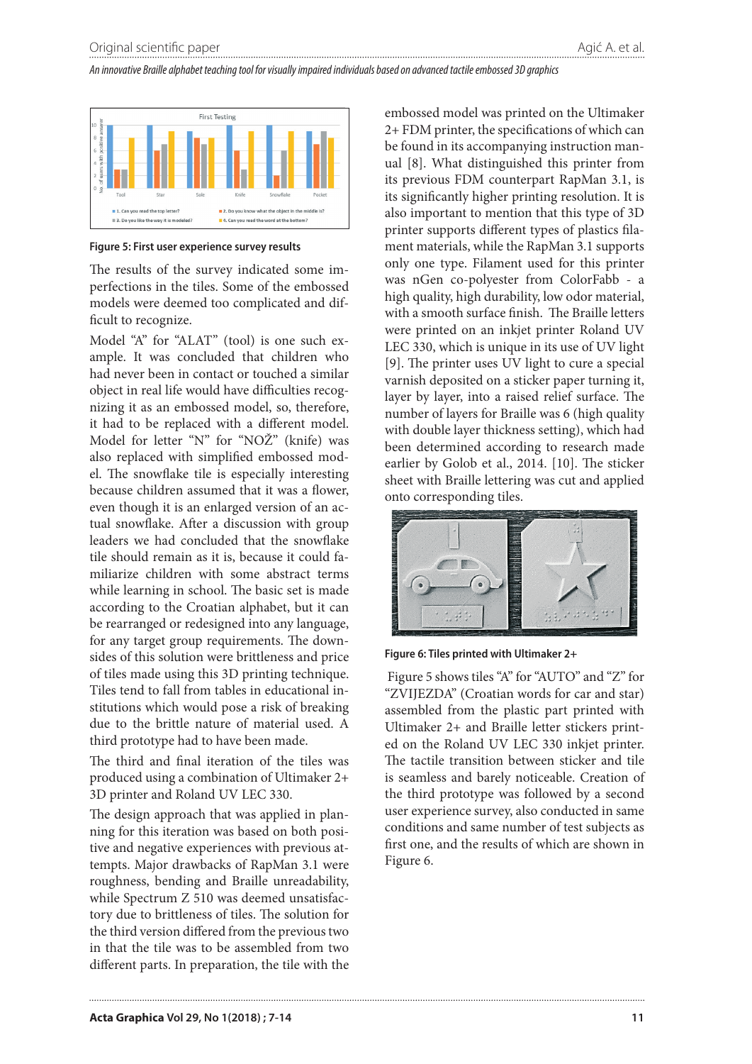Figure 5: First user experience survey results

The results of the survey indicated some imperfections in the tiles. Some of the embossed models were deemed too complicated and difficult to recognize.

Model "A" for "ALAT" (tool) is one such example. It was concluded that children who had never been in contact or touched a similar object in real life would have difficulties recognizing it as an embossed model, so, therefore, it had to be replaced with a different model. Model for letter "N" for "NOŽ" (knife) was also replaced with simplified embossed model. The snowflake tile is especially interesting because children assumed that it was a flower, even though it is an enlarged version of an actual snowflake. After a discussion with group leaders we had concluded that the snowflake tile should remain as it is, because it could familiarize children with some abstract terms while learning in school. The basic set is made according to the Croatian alphabet, but it can be rearranged or redesigned into any language, for any target group requirements. The downsides of this solution were brittleness and price of tiles made using this 3D printing technique. Tiles tend to fall from tables in educational institutions which would pose a risk of breaking due to the brittle nature of material used. A third prototype had to have been made.

The third and final iteration of the tiles was produced using a combination of Ultimaker 2+ 3D printer and Roland UV LEC 330.

The design approach that was applied in planning for this iteration was based on both positive and negative experiences with previous attempts. Major drawbacks of RapMan 3.1 were roughness, bending and Braille unreadability, while Spectrum Z 510 was deemed unsatisfactory due to brittleness of tiles. The solution for the third version differed from the previous two in that the tile was to be assembled from two different parts. In preparation, the tile with the embossed model was printed on the Ultimaker 2+ FDM printer, the specifications of which can be found in its accompanying instruction manual [8]. What distinguished this printer from its previous FDM counterpart RapMan 3.1, is its significantly higher printing resolution. It is also important to mention that this type of 3D printer supports different types of plastics filament materials, while the RapMan 3.1 supports only one type. Filament used for this printer was nGen co-polyester from ColorFabb - a high quality, high durability, low odor material, with a smooth surface finish. The Braille letters were printed on an inkjet printer Roland UV LEC 330, which is unique in its use of UV light [9]. The printer uses UV light to cure a special varnish deposited on a sticker paper turning it, layer by layer, into a raised relief surface. The number of layers for Braille was 6 (high quality with double layer thickness setting), which had been determined according to research made earlier by Golob et al., 2014. [10]. The sticker sheet with Braille lettering was cut and applied onto corresponding tiles.

Figure 6: Tiles printed with Ultimaker 2+

Figure 5 shows tiles "A" for "AUTO" and "Z" for "ZVIJEZDA" (Croatian words for car and star) assembled from the plastic part printed with Ultimaker 2+ and Braille letter stickers printed on the Roland UV LEC 330 inkjet printer. The tactile transition between sticker and tile is seamless and barely noticeable. Creation of the third prototype was followed by a second user experience survey, also conducted in same conditions and same number of test subjects as first one, and the results of which are shown in Figure 6.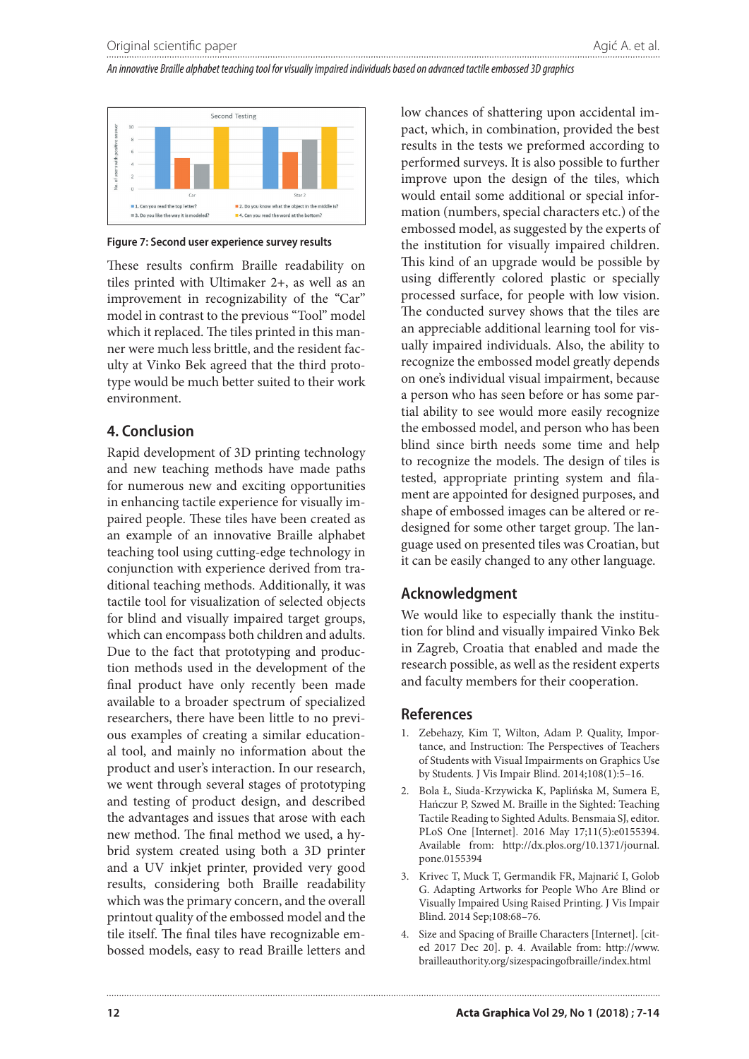Second Testing

No. of users with positive answer

10
8
6
4
2
0

Car
Star 7

1. Can you read the top letter?
2. Do you know what the object in the middle is?
3. Do you like the way it is modeled?
4. Can you read the word at the bottom?

**Figure 7: Second user experience survey results**

These results confirm Braille readability on tiles printed with Ultimaker 2+, as well as an improvement in recognizability of the "Car" model in contrast to the previous "Tool" model which it replaced. The tiles printed in this manner were much less brittle, and the resident faculty at Vinko Bek agreed that the third prototype would be much better suited to their work environment.

## 4. Conclusion

Rapid development of 3D printing technology and new teaching methods have made paths for numerous new and exciting opportunities in enhancing tactile experience for visually impaired people. These tiles have been created as an example of an innovative Braille alphabet teaching tool using cutting-edge technology in conjunction with experience derived from traditional teaching methods. Additionally, it was tactile tool for visualization of selected objects for blind and visually impaired target groups, which can encompass both children and adults. Due to the fact that prototyping and production methods used in the development of the final product have only recently been made available to a broader spectrum of specialized researchers, there have been little to no previous examples of creating a similar educational tool, and mainly no information about the product and user's interaction. In our research, we went through several stages of prototyping and testing of product design, and described the advantages and issues that arose with each new method. The final method we used, a hybrid system created using both a 3D printer and a UV inkjet printer, provided very good results, considering both Braille readability which was the primary concern, and the overall printout quality of the embossed model and the tile itself. The final tiles have recognizable embossed models, easy to read Braille letters and low chances of shattering upon accidental impact, which, in combination, provided the best results in the tests we preformed according to performed surveys. It is also possible to further improve upon the design of the tiles, which would entail some additional or special information (numbers, special characters etc.) of the embossed model, as suggested by the experts of the institution for visually impaired children. This kind of an upgrade would be possible by using differently colored plastic or specially processed surface, for people with low vision. The conducted survey shows that the tiles are an appreciable additional learning tool for visually impaired individuals. Also, the ability to recognize the embossed model greatly depends on one's individual visual impairment, because a person who has seen before or has some partial ability to see would more easily recognize the embossed model, and person who has been blind since birth needs some time and help to recognize the models. The design of tiles is tested, appropriate printing system and filament are appointed for designed purposes, and shape of embossed images can be altered or redesigned for some other target group. The language used on presented tiles was Croatian, but it can be easily changed to any other language.

## Acknowledgment

We would like to especially thank the institution for blind and visually impaired Vinko Bek in Zagreb, Croatia that enabled and made the research possible, as well as the resident experts and faculty members for their cooperation.

## References

1. Zebehazy, Kim T, Wilton, Adam P. Quality, Importance, and Instruction: The Perspectives of Teachers of Students with Visual Impairments on Graphics Use by Students. J Vis Impair Blind. 2014;108(1):5–16.
2. Bola Ł, Siuda-Krzywicka K, Paplińska M, Sumera E, Hańczur P, Szwed M. Braille in the Sighted: Teaching Tactile Reading to Sighted Adults. Bensmaia SJ, editor. PLoS One [Internet]. 2016 May 17;11(5):e0155394. Available from: http://dx.plos.org/10.1371/journal.pone.0155394
3. Krivec T, Muck T, Germandik FR, Majnarić I, Golob G. Adapting Artworks for People Who Are Blind or Visually Impaired Using Raised Printing. J Vis Impair Blind. 2014 Sep;108:68–76.
4. Size and Spacing of Braille Characters [Internet]. [cited 2017 Dec 20]. p. 4. Available from: http://www.brailleauthority.org/sizespacingofbraille/index.html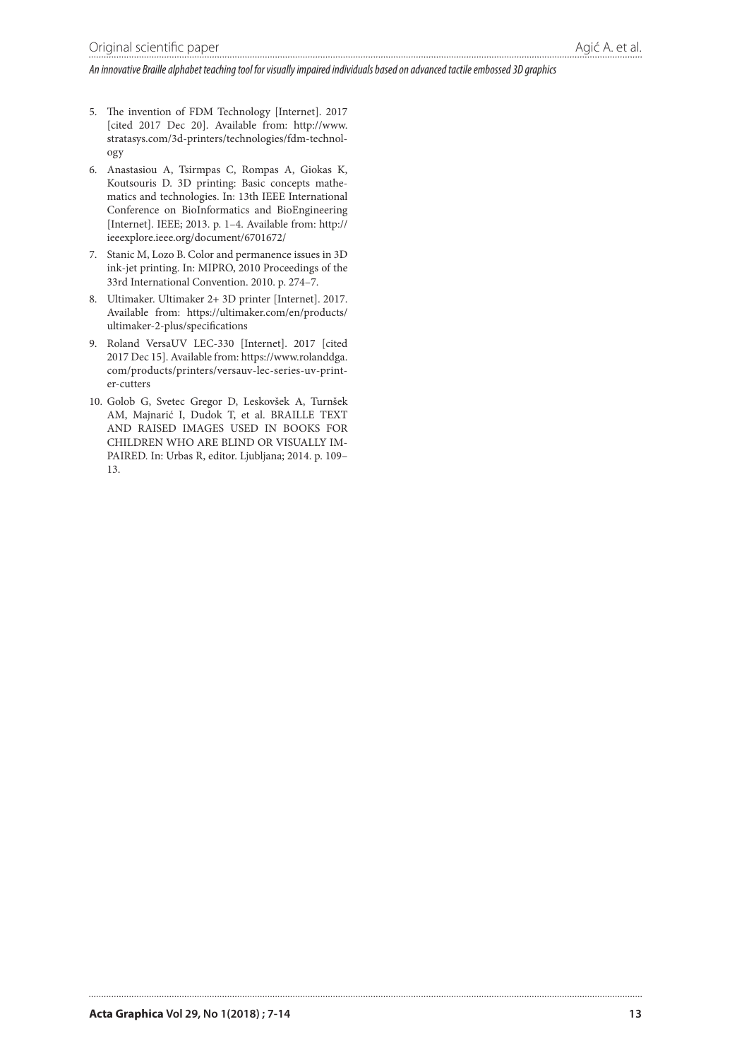5. The invention of FDM Technology [Internet]. 2017 [cited 2017 Dec 20]. Available from: http://www.stratasys.com/3d-printers/technologies/fdm-technology
6. Anastasiou A, Tsirmpas C, Rompas A, Giokas K, Koutsouris D. 3D printing: Basic concepts mathematics and technologies. In: 13th IEEE International Conference on BioInformatics and BioEngineering [Internet]. IEEE; 2013. p. 1–4. Available from: http://ieeexplore.ieee.org/document/6701672/
7. Stanic M, Lozo B. Color and permanence issues in 3D ink-jet printing. In: MIPRO, 2010 Proceedings of the 33rd International Convention. 2010. p. 274–7.
8. Ultimaker. Ultimaker 2+ 3D printer [Internet]. 2017. Available from: https://ultimaker.com/en/products/ultimaker-2-plus/specifications
9. Roland VersaUV LEC-330 [Internet]. 2017 [cited 2017 Dec 15]. Available from: https://www.rolanddga.com/products/printers/versauv-lec-series-uv-printer-cutters
10. Golob G, Svetec Gregor D, Leskovšek A, Turnšek AM, Majnarić I, Dudok T, et al. BRAILLE TEXT AND RAISED IMAGES USED IN BOOKS FOR CHILDREN WHO ARE BLIND OR VISUALLY IMPAIRED. In: Urbas R, editor. Ljubljana; 2014. p. 109–13.